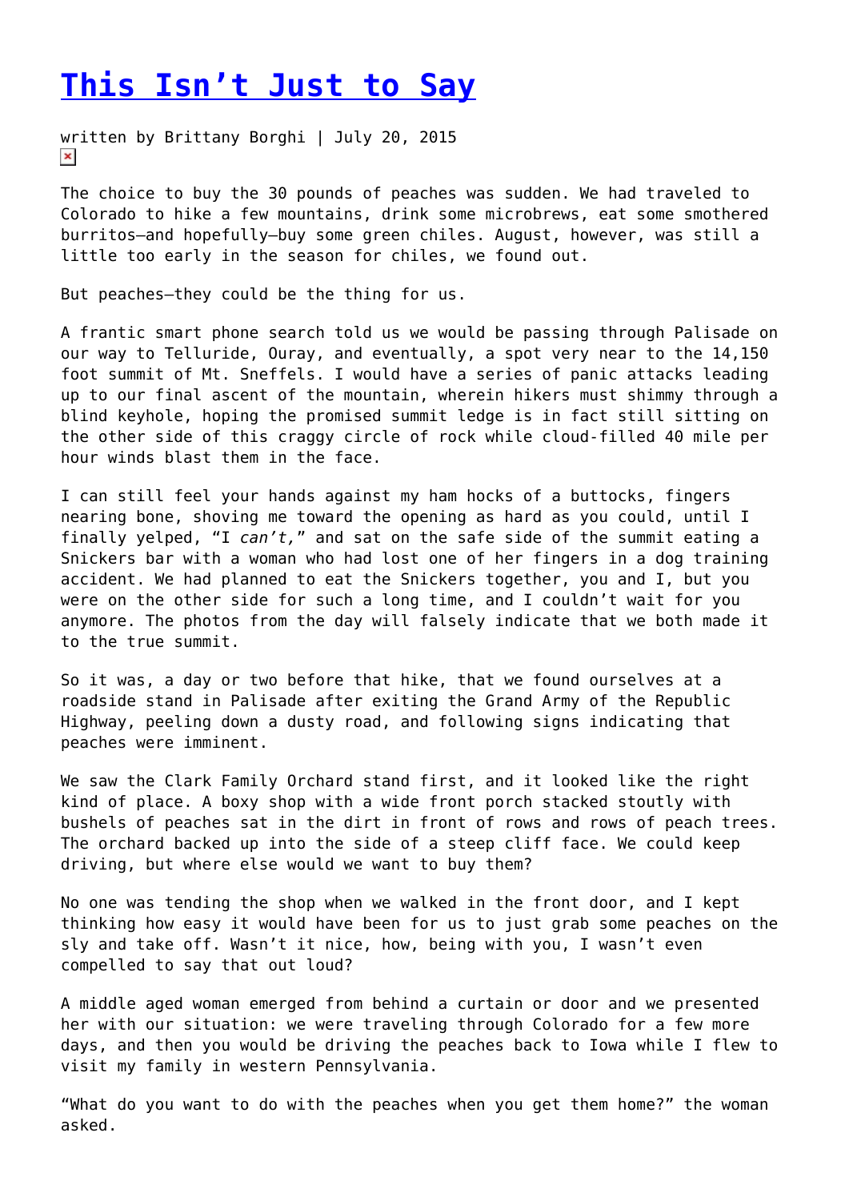# This Isn't Just to Say

written by Brittany Borghi | July 20, 2015

The choice to buy the 30 pounds of peaches was sudden. We had traveled to Colorado to hike a few mountains, drink some microbrews, eat some smothered burritos—and hopefully—buy some green chiles. August, however, was still a little too early in the season for chiles, we found out.

But peaches—they could be the thing for us.

A frantic smart phone search told us we would be passing through Palisade on our way to Telluride, Ouray, and eventually, a spot very near to the 14,150 foot summit of Mt. Sneffels. I would have a series of panic attacks leading up to our final ascent of the mountain, wherein hikers must shimmy through a blind keyhole, hoping the promised summit ledge is in fact still sitting on the other side of this craggy circle of rock while cloud-filled 40 mile per hour winds blast them in the face.

I can still feel your hands against my ham hocks of a buttocks, fingers nearing bone, shoving me toward the opening as hard as you could, until I finally yelped, "I *can't,*" and sat on the safe side of the summit eating a Snickers bar with a woman who had lost one of her fingers in a dog training accident. We had planned to eat the Snickers together, you and I, but you were on the other side for such a long time, and I couldn't wait for you anymore. The photos from the day will falsely indicate that we both made it to the true summit.

So it was, a day or two before that hike, that we found ourselves at a roadside stand in Palisade after exiting the Grand Army of the Republic Highway, peeling down a dusty road, and following signs indicating that peaches were imminent.

We saw the Clark Family Orchard stand first, and it looked like the right kind of place. A boxy shop with a wide front porch stacked stoutly with bushels of peaches sat in the dirt in front of rows and rows of peach trees. The orchard backed up into the side of a steep cliff face. We could keep driving, but where else would we want to buy them?

No one was tending the shop when we walked in the front door, and I kept thinking how easy it would have been for us to just grab some peaches on the sly and take off. Wasn't it nice, how, being with you, I wasn't even compelled to say that out loud?

A middle aged woman emerged from behind a curtain or door and we presented her with our situation: we were traveling through Colorado for a few more days, and then you would be driving the peaches back to Iowa while I flew to visit my family in western Pennsylvania.

"What do you want to do with the peaches when you get them home?" the woman asked.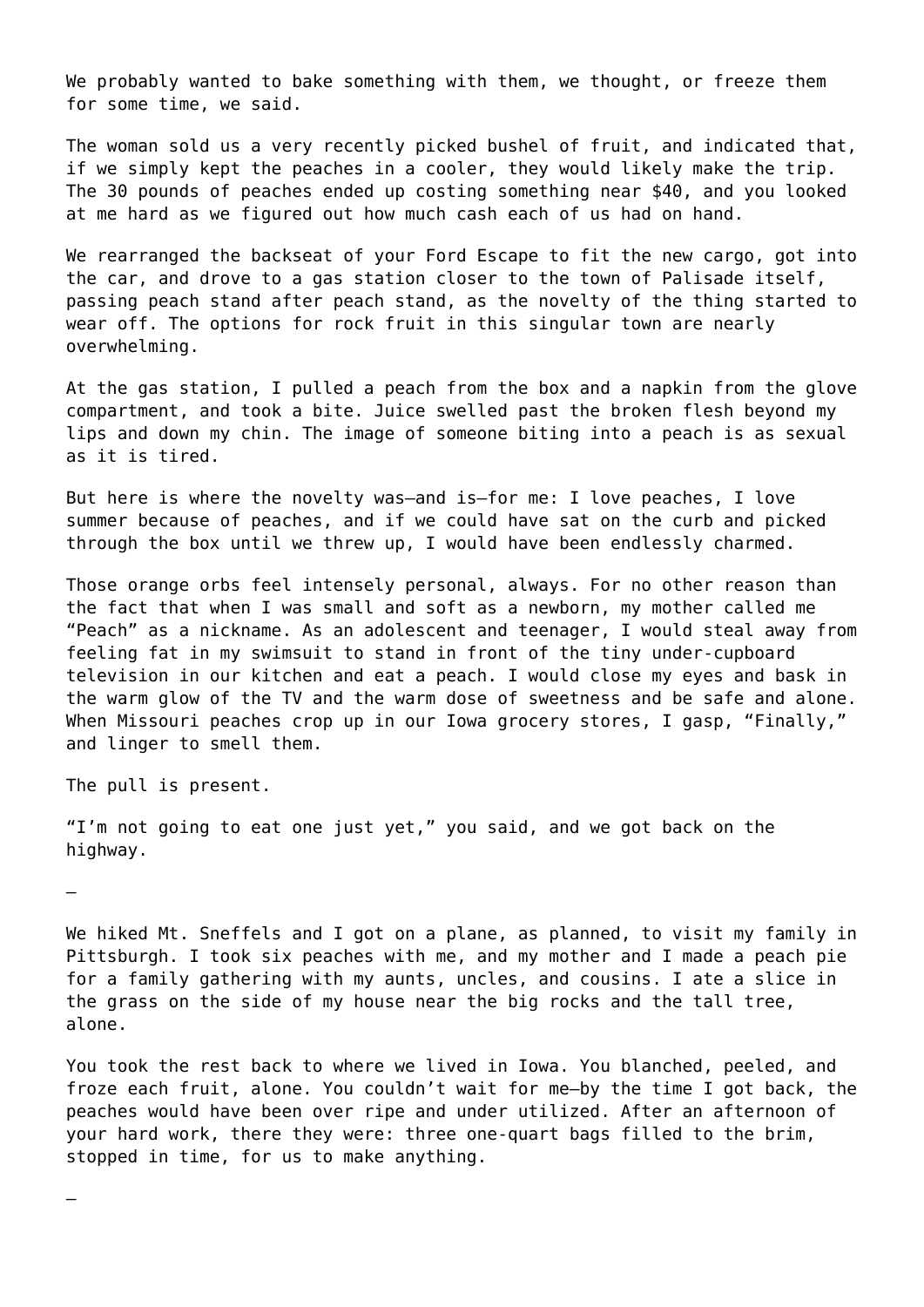We probably wanted to bake something with them, we thought, or freeze them for some time, we said.

The woman sold us a very recently picked bushel of fruit, and indicated that, if we simply kept the peaches in a cooler, they would likely make the trip. The 30 pounds of peaches ended up costing something near $40, and you looked at me hard as we figured out how much cash each of us had on hand.

We rearranged the backseat of your Ford Escape to fit the new cargo, got into the car, and drove to a gas station closer to the town of Palisade itself, passing peach stand after peach stand, as the novelty of the thing started to wear off. The options for rock fruit in this singular town are nearly overwhelming.

At the gas station, I pulled a peach from the box and a napkin from the glove compartment, and took a bite. Juice swelled past the broken flesh beyond my lips and down my chin. The image of someone biting into a peach is as sexual as it is tired.

But here is where the novelty was—and is—for me: I love peaches, I love summer because of peaches, and if we could have sat on the curb and picked through the box until we threw up, I would have been endlessly charmed.

Those orange orbs feel intensely personal, always. For no other reason than the fact that when I was small and soft as a newborn, my mother called me "Peach" as a nickname. As an adolescent and teenager, I would steal away from feeling fat in my swimsuit to stand in front of the tiny under-cupboard television in our kitchen and eat a peach. I would close my eyes and bask in the warm glow of the TV and the warm dose of sweetness and be safe and alone. When Missouri peaches crop up in our Iowa grocery stores, I gasp, "Finally," and linger to smell them.

The pull is present.

"I'm not going to eat one just yet," you said, and we got back on the highway.

—

We hiked Mt. Sneffels and I got on a plane, as planned, to visit my family in Pittsburgh. I took six peaches with me, and my mother and I made a peach pie for a family gathering with my aunts, uncles, and cousins. I ate a slice in the grass on the side of my house near the big rocks and the tall tree, alone.

You took the rest back to where we lived in Iowa. You blanched, peeled, and froze each fruit, alone. You couldn't wait for me—by the time I got back, the peaches would have been over ripe and under utilized. After an afternoon of your hard work, there they were: three one-quart bags filled to the brim, stopped in time, for us to make anything.

—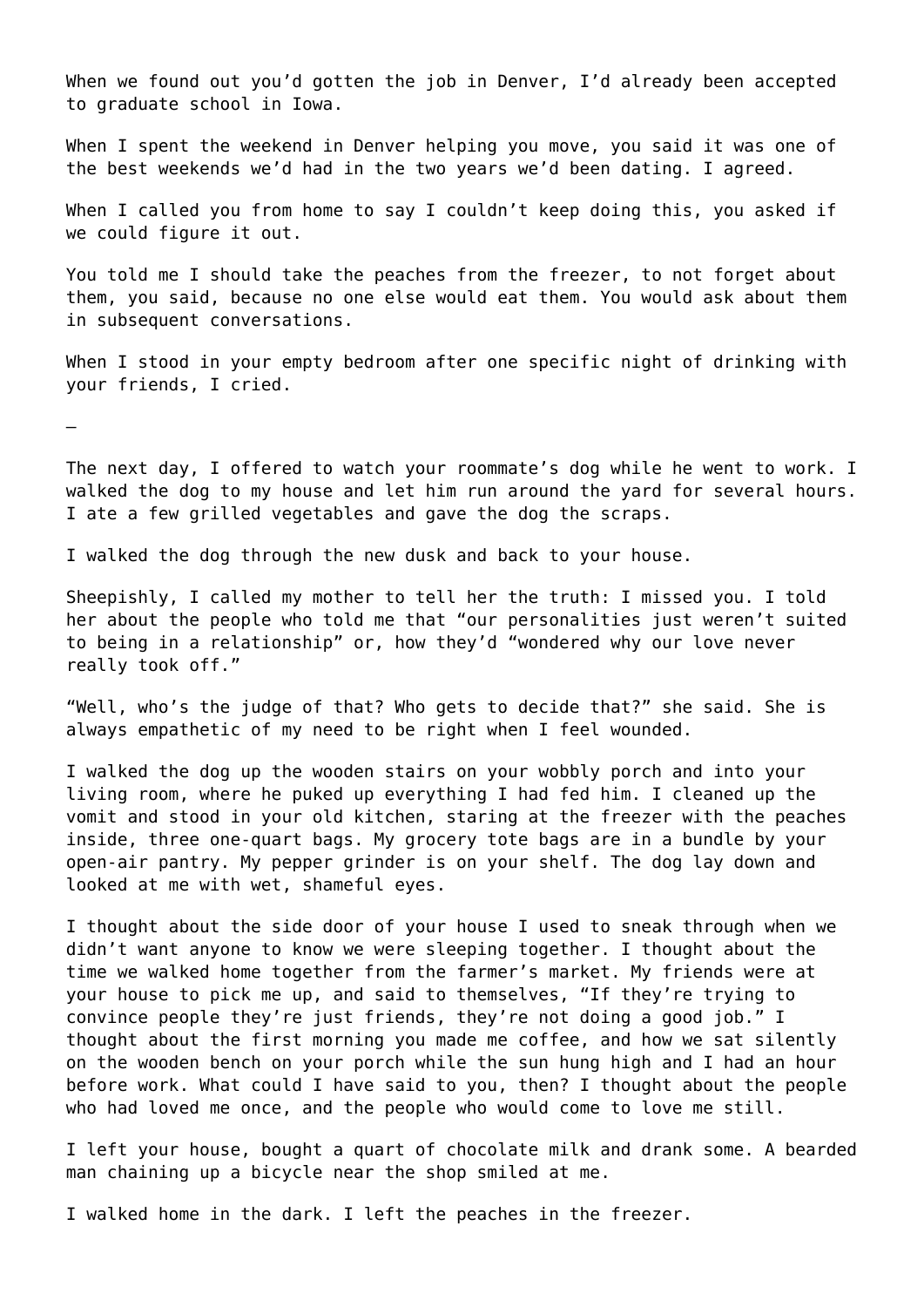When we found out you'd gotten the job in Denver, I'd already been accepted to graduate school in Iowa.

When I spent the weekend in Denver helping you move, you said it was one of the best weekends we'd had in the two years we'd been dating. I agreed.

When I called you from home to say I couldn't keep doing this, you asked if we could figure it out.

You told me I should take the peaches from the freezer, to not forget about them, you said, because no one else would eat them. You would ask about them in subsequent conversations.

When I stood in your empty bedroom after one specific night of drinking with your friends, I cried.

—

The next day, I offered to watch your roommate's dog while he went to work. I walked the dog to my house and let him run around the yard for several hours. I ate a few grilled vegetables and gave the dog the scraps.

I walked the dog through the new dusk and back to your house.

Sheepishly, I called my mother to tell her the truth: I missed you. I told her about the people who told me that "our personalities just weren't suited to being in a relationship" or, how they'd "wondered why our love never really took off."

"Well, who's the judge of that? Who gets to decide that?" she said. She is always empathetic of my need to be right when I feel wounded.

I walked the dog up the wooden stairs on your wobbly porch and into your living room, where he puked up everything I had fed him. I cleaned up the vomit and stood in your old kitchen, staring at the freezer with the peaches inside, three one-quart bags. My grocery tote bags are in a bundle by your open-air pantry. My pepper grinder is on your shelf. The dog lay down and looked at me with wet, shameful eyes.

I thought about the side door of your house I used to sneak through when we didn't want anyone to know we were sleeping together. I thought about the time we walked home together from the farmer's market. My friends were at your house to pick me up, and said to themselves, "If they're trying to convince people they're just friends, they're not doing a good job." I thought about the first morning you made me coffee, and how we sat silently on the wooden bench on your porch while the sun hung high and I had an hour before work. What could I have said to you, then? I thought about the people who had loved me once, and the people who would come to love me still.

I left your house, bought a quart of chocolate milk and drank some. A bearded man chaining up a bicycle near the shop smiled at me.

I walked home in the dark. I left the peaches in the freezer.